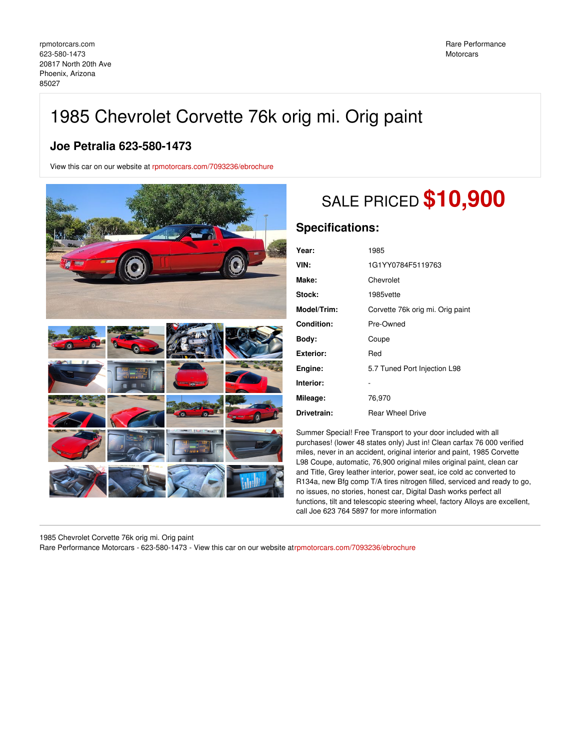rpmotorcars.com
623-580-1473
20817 North 20th Ave
Phoenix, Arizona
85027

Rare Performance Motorcars

# 1985 Chevrolet Corvette 76k orig mi. Orig paint

## Joe Petralia 623-580-1473

View this car on our website at rpmotorcars.com/7093236/ebrochure

SALE PRICED **$10,900**

## Specifications:

| | |
|---|---|
| **Year:** | 1985 |
| **VIN:** | 1G1YY0784F5119763 |
| **Make:** | Chevrolet |
| **Stock:** | 1985vette |
| **Model/Trim:** | Corvette 76k orig mi. Orig paint |
| **Condition:** | Pre-Owned |
| **Body:** | Coupe |
| **Exterior:** | Red |
| **Engine:** | 5.7 Tuned Port Injection L98 |
| **Interior:** | - |
| **Mileage:** | 76,970 |
| **Drivetrain:** | Rear Wheel Drive |

Summer Special! Free Transport to your door included with all purchases! (lower 48 states only) Just in! Clean carfax 76 000 verified miles, never in an accident, original interior and paint, 1985 Corvette L98 Coupe, automatic, 76,900 original miles original paint, clean car and Title, Grey leather interior, power seat, ice cold ac converted to R134a, new Bfg comp T/A tires nitrogen filled, serviced and ready to go, no issues, no stories, honest car, Digital Dash works perfect all functions, tilt and telescopic steering wheel, factory Alloys are excellent, call Joe 623 764 5897 for more information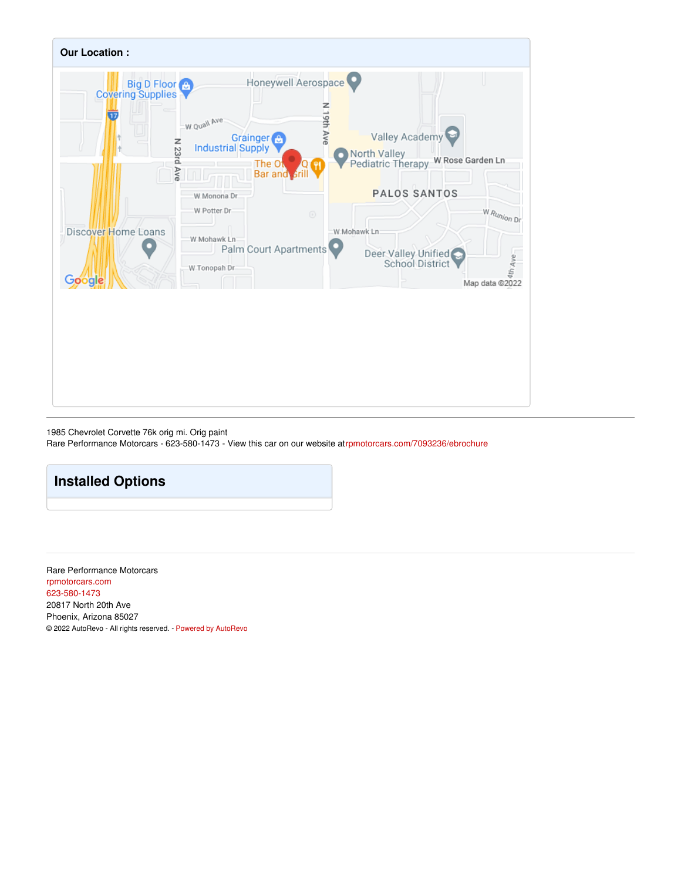**Our Location :**

1985 Chevrolet Corvette 76k orig mi. Orig paint
Rare Performance Motorcars - 623-580-1473 - View this car on our website atrpmotorcars.com/7093236/ebrochure

## Installed Options

Rare Performance Motorcars
rpmotorcars.com
623-580-1473
20817 North 20th Ave
Phoenix, Arizona 85027
© 2022 AutoRevo - All rights reserved. - Powered by AutoRevo